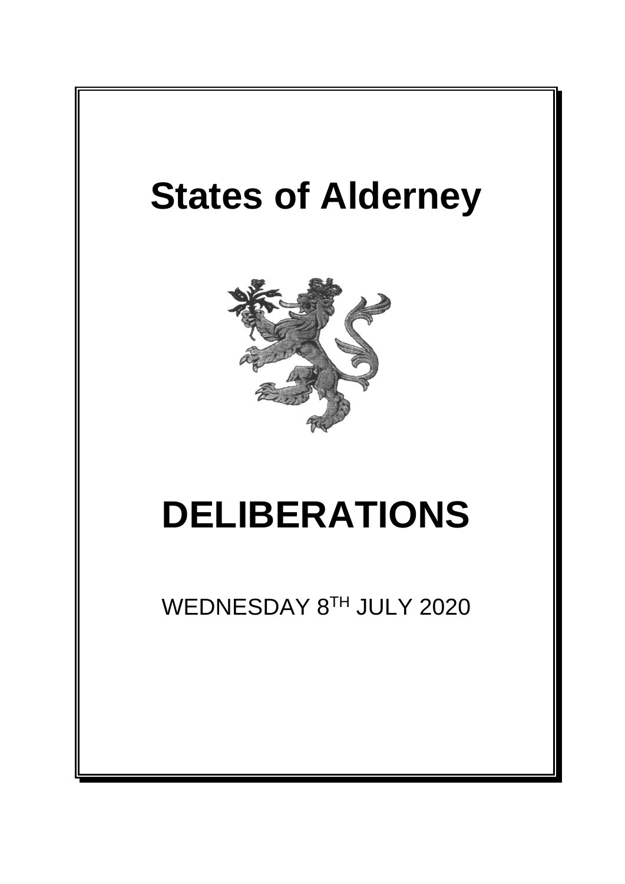# States of Alderney

# DELIBERATIONS

WEDNESDAY 8TH JULY 2020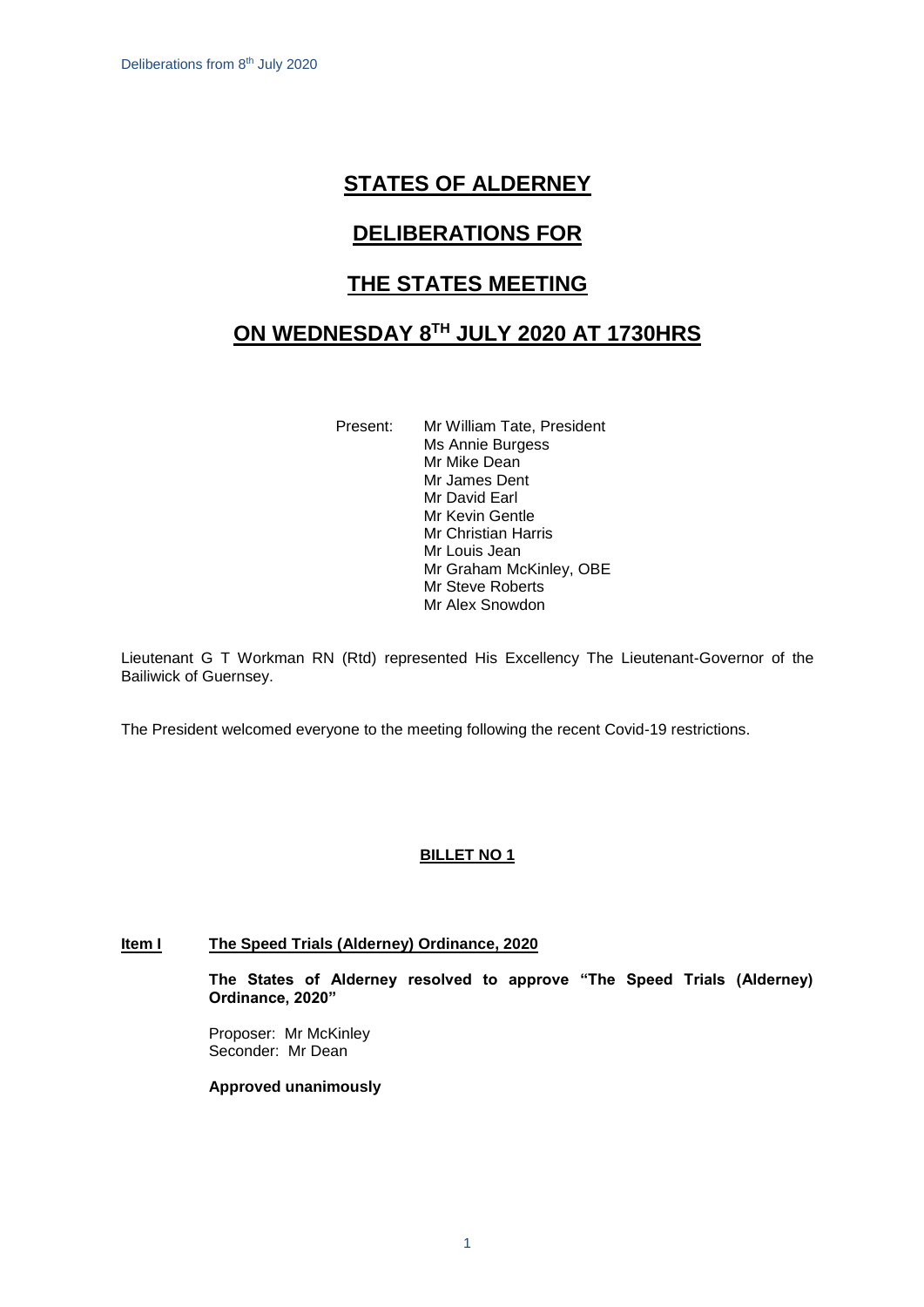# STATES OF ALDERNEY

# DELIBERATIONS FOR

# THE STATES MEETING

# ON WEDNESDAY 8TH JULY 2020 AT 1730HRS

Present: Mr William Tate, President
Ms Annie Burgess
Mr Mike Dean
Mr James Dent
Mr David Earl
Mr Kevin Gentle
Mr Christian Harris
Mr Louis Jean
Mr Graham McKinley, OBE
Mr Steve Roberts
Mr Alex Snowdon

Lieutenant G T Workman RN (Rtd) represented His Excellency The Lieutenant-Governor of the Bailiwick of Guernsey.

The President welcomed everyone to the meeting following the recent Covid-19 restrictions.

## BILLET NO 1

### Item I The Speed Trials (Alderney) Ordinance, 2020

**The States of Alderney resolved to approve "The Speed Trials (Alderney) Ordinance, 2020"**

Proposer: Mr McKinley
Seconder: Mr Dean

**Approved unanimously**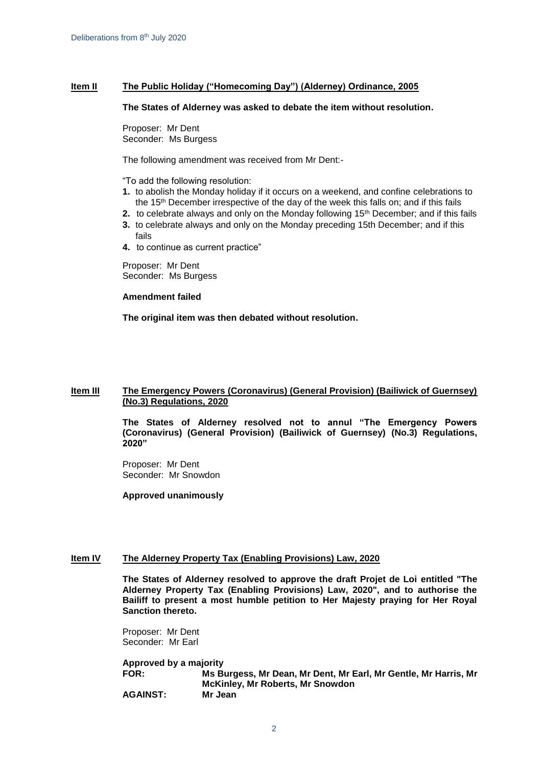## Item II The Public Holiday ("Homecoming Day") (Alderney) Ordinance, 2005

**The States of Alderney was asked to debate the item without resolution.**

Proposer: Mr Dent
Seconder: Ms Burgess

The following amendment was received from Mr Dent:-

"To add the following resolution:

1. to abolish the Monday holiday if it occurs on a weekend, and confine celebrations to the 15th December irrespective of the day of the week this falls on; and if this fails
2. to celebrate always and only on the Monday following 15th December; and if this fails
3. to celebrate always and only on the Monday preceding 15th December; and if this fails
4. to continue as current practice"

Proposer: Mr Dent
Seconder: Ms Burgess

**Amendment failed**

**The original item was then debated without resolution.**

## Item III The Emergency Powers (Coronavirus) (General Provision) (Bailiwick of Guernsey) (No.3) Regulations, 2020

**The States of Alderney resolved not to annul "The Emergency Powers (Coronavirus) (General Provision) (Bailiwick of Guernsey) (No.3) Regulations, 2020"**

Proposer: Mr Dent
Seconder: Mr Snowdon

**Approved unanimously**

## Item IV The Alderney Property Tax (Enabling Provisions) Law, 2020

**The States of Alderney resolved to approve the draft Projet de Loi entitled "The Alderney Property Tax (Enabling Provisions) Law, 2020", and to authorise the Bailiff to present a most humble petition to Her Majesty praying for Her Royal Sanction thereto.**

Proposer: Mr Dent
Seconder: Mr Earl

**Approved by a majority**

**FOR:** **Ms Burgess, Mr Dean, Mr Dent, Mr Earl, Mr Gentle, Mr Harris, Mr McKinley, Mr Roberts, Mr Snowdon**

**AGAINST:** **Mr Jean**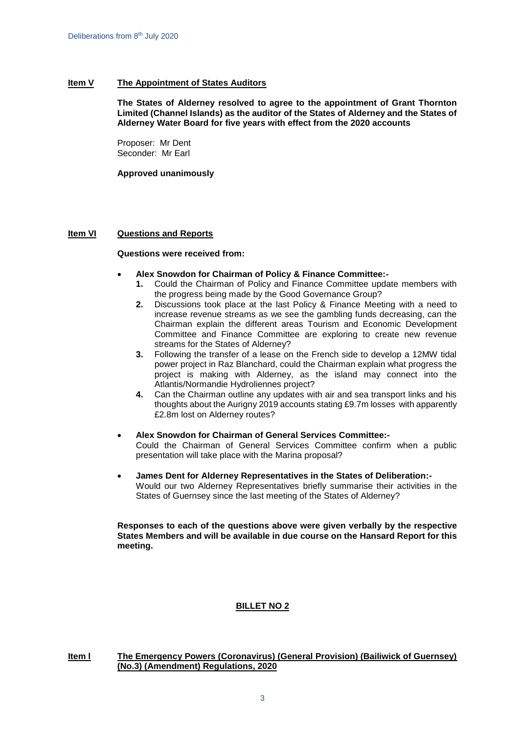**Item V** **The Appointment of States Auditors**

**The States of Alderney resolved to agree to the appointment of Grant Thornton Limited (Channel Islands) as the auditor of the States of Alderney and the States of Alderney Water Board for five years with effect from the 2020 accounts**

Proposer: Mr Dent
Seconder: Mr Earl

**Approved unanimously**

**Item VI** **Questions and Reports**

**Questions were received from:**

- **Alex Snowdon for Chairman of Policy & Finance Committee:-**
  1. Could the Chairman of Policy and Finance Committee update members with the progress being made by the Good Governance Group?
  2. Discussions took place at the last Policy & Finance Meeting with a need to increase revenue streams as we see the gambling funds decreasing, can the Chairman explain the different areas Tourism and Economic Development Committee and Finance Committee are exploring to create new revenue streams for the States of Alderney?
  3. Following the transfer of a lease on the French side to develop a 12MW tidal power project in Raz Blanchard, could the Chairman explain what progress the project is making with Alderney, as the island may connect into the Atlantis/Normandie Hydroliennes project?
  4. Can the Chairman outline any updates with air and sea transport links and his thoughts about the Aurigny 2019 accounts stating £9.7m losses with apparently £2.8m lost on Alderney routes?

- **Alex Snowdon for Chairman of General Services Committee:-**
  Could the Chairman of General Services Committee confirm when a public presentation will take place with the Marina proposal?

- **James Dent for Alderney Representatives in the States of Deliberation:-**
  Would our two Alderney Representatives briefly summarise their activities in the States of Guernsey since the last meeting of the States of Alderney?

**Responses to each of the questions above were given verbally by the respective States Members and will be available in due course on the Hansard Report for this meeting.**

## BILLET NO 2

**Item I** **The Emergency Powers (Coronavirus) (General Provision) (Bailiwick of Guernsey) (No.3) (Amendment) Regulations, 2020**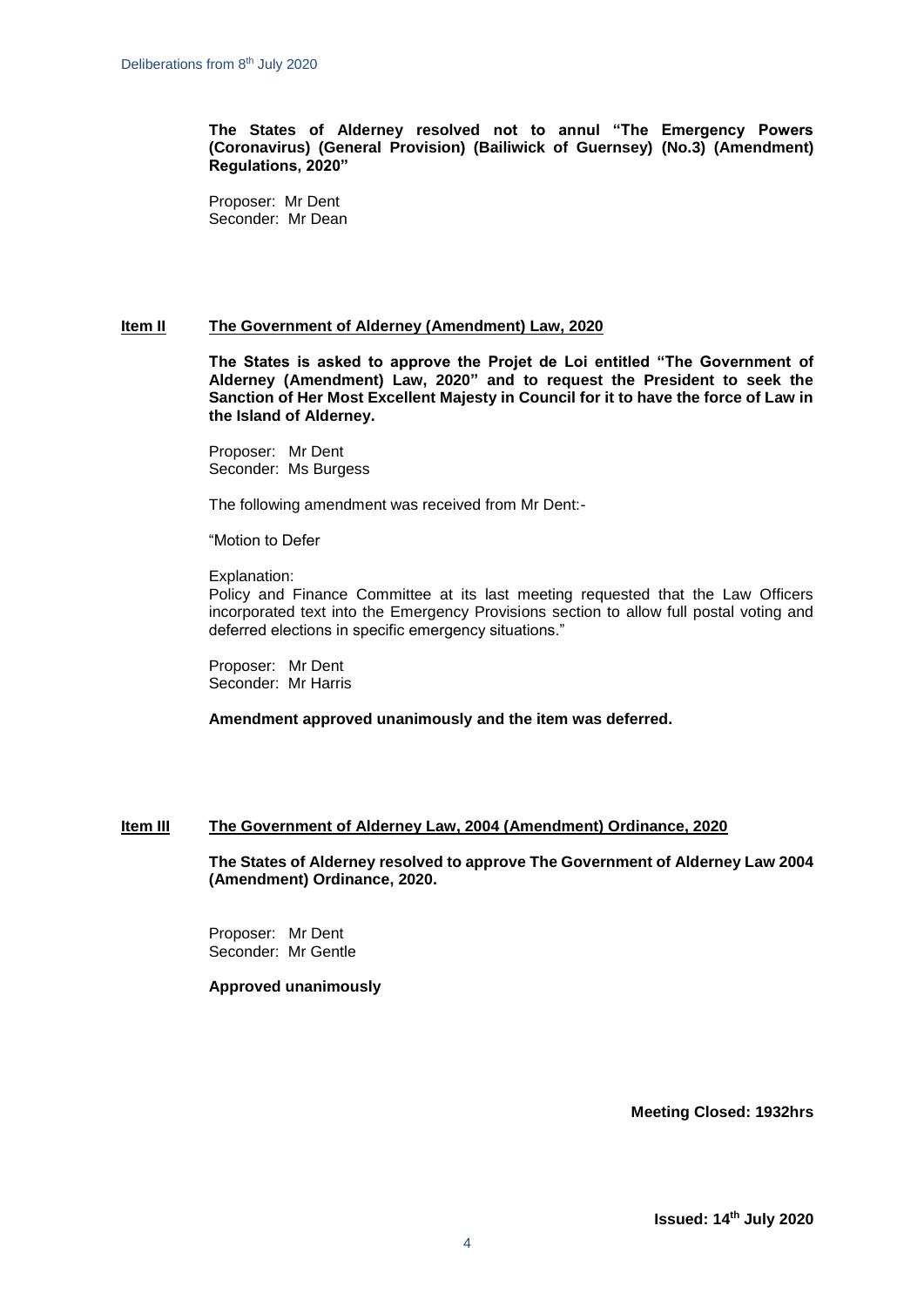**The States of Alderney resolved not to annul "The Emergency Powers (Coronavirus) (General Provision) (Bailiwick of Guernsey) (No.3) (Amendment) Regulations, 2020"**

Proposer: Mr Dent
Seconder: Mr Dean

## Item II The Government of Alderney (Amendment) Law, 2020

**The States is asked to approve the Projet de Loi entitled "The Government of Alderney (Amendment) Law, 2020" and to request the President to seek the Sanction of Her Most Excellent Majesty in Council for it to have the force of Law in the Island of Alderney.**

Proposer: Mr Dent
Seconder: Ms Burgess

The following amendment was received from Mr Dent:-

"Motion to Defer

Explanation:
Policy and Finance Committee at its last meeting requested that the Law Officers incorporated text into the Emergency Provisions section to allow full postal voting and deferred elections in specific emergency situations."

Proposer: Mr Dent
Seconder: Mr Harris

**Amendment approved unanimously and the item was deferred.**

## Item III The Government of Alderney Law, 2004 (Amendment) Ordinance, 2020

**The States of Alderney resolved to approve The Government of Alderney Law 2004 (Amendment) Ordinance, 2020.**

Proposer: Mr Dent
Seconder: Mr Gentle

**Approved unanimously**

**Meeting Closed: 1932hrs**

**Issued: 14th July 2020**